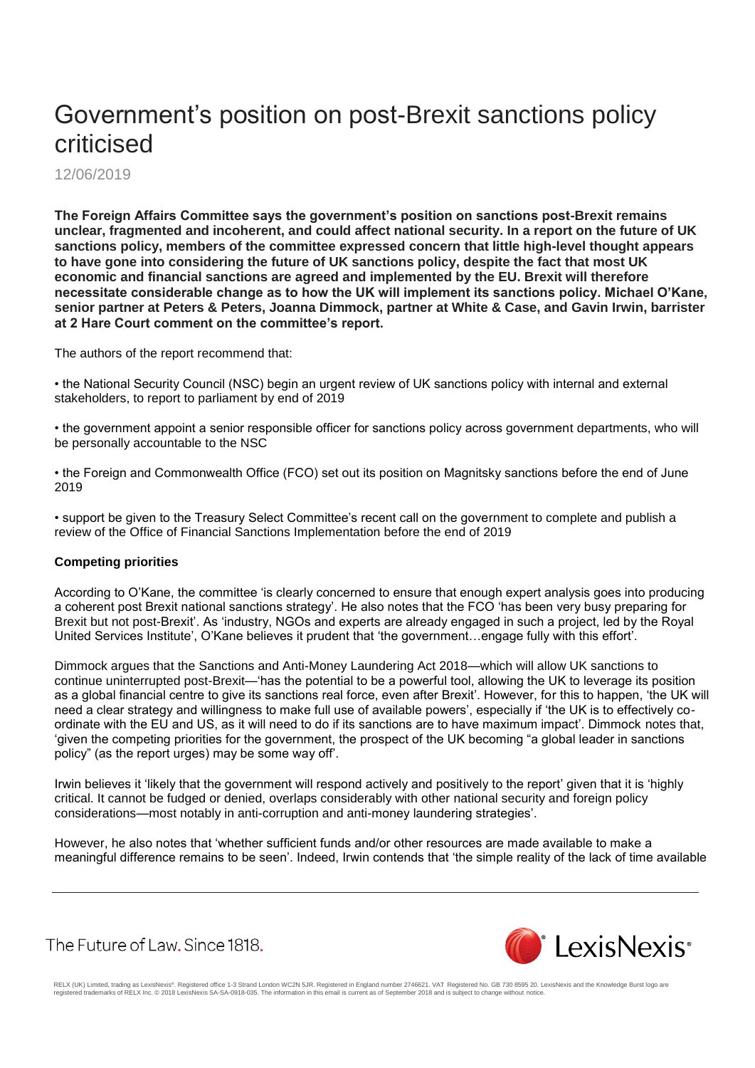# Government's position on post-Brexit sanctions policy criticised

12/06/2019

**The Foreign Affairs Committee says the government's position on sanctions post-Brexit remains unclear, fragmented and incoherent, and could affect national security. In a report on the future of UK sanctions policy, members of the committee expressed concern that little high-level thought appears to have gone into considering the future of UK sanctions policy, despite the fact that most UK economic and financial sanctions are agreed and implemented by the EU. Brexit will therefore necessitate considerable change as to how the UK will implement its sanctions policy. Michael O'Kane, senior partner at Peters & Peters, Joanna Dimmock, partner at White & Case, and Gavin Irwin, barrister at 2 Hare Court comment on the committee's report.**

The authors of the report recommend that:

- the National Security Council (NSC) begin an urgent review of UK sanctions policy with internal and external stakeholders, to report to parliament by end of 2019
- the government appoint a senior responsible officer for sanctions policy across government departments, who will be personally accountable to the NSC
- the Foreign and Commonwealth Office (FCO) set out its position on Magnitsky sanctions before the end of June 2019
- support be given to the Treasury Select Committee's recent call on the government to complete and publish a review of the Office of Financial Sanctions Implementation before the end of 2019

### Competing priorities

According to O'Kane, the committee 'is clearly concerned to ensure that enough expert analysis goes into producing a coherent post Brexit national sanctions strategy'. He also notes that the FCO 'has been very busy preparing for Brexit but not post-Brexit'. As 'industry, NGOs and experts are already engaged in such a project, led by the Royal United Services Institute', O'Kane believes it prudent that 'the government…engage fully with this effort'.

Dimmock argues that the Sanctions and Anti-Money Laundering Act 2018—which will allow UK sanctions to continue uninterrupted post-Brexit—'has the potential to be a powerful tool, allowing the UK to leverage its position as a global financial centre to give its sanctions real force, even after Brexit'. However, for this to happen, 'the UK will need a clear strategy and willingness to make full use of available powers', especially if 'the UK is to effectively co-ordinate with the EU and US, as it will need to do if its sanctions are to have maximum impact'. Dimmock notes that, 'given the competing priorities for the government, the prospect of the UK becoming "a global leader in sanctions policy" (as the report urges) may be some way off'.

Irwin believes it 'likely that the government will respond actively and positively to the report' given that it is 'highly critical. It cannot be fudged or denied, overlaps considerably with other national security and foreign policy considerations—most notably in anti-corruption and anti-money laundering strategies'.

However, he also notes that 'whether sufficient funds and/or other resources are made available to make a meaningful difference remains to be seen'. Indeed, Irwin contends that 'the simple reality of the lack of time available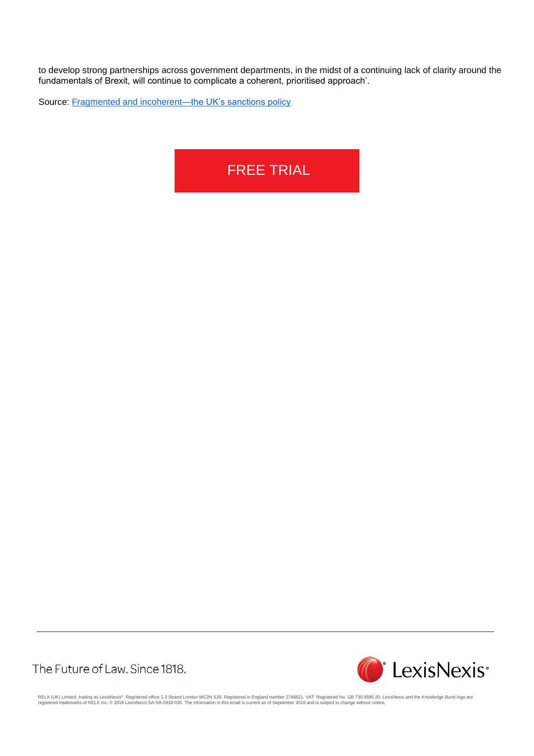to develop strong partnerships across government departments, in the midst of a continuing lack of clarity around the fundamentals of Brexit, will continue to complicate a coherent, prioritised approach'.

Source: [Fragmented and incoherent—the UK's sanctions policy]()

FREE TRIAL

The Future of Law. Since 1818.

LexisNexis®

RELX (UK) Limited, trading as LexisNexis®. Registered office 1-3 Strand London WC2N 5JR. Registered in England number 2746621. VAT Registered No. GB 730 8595 20. LexisNexis and the Knowledge Burst logo are registered trademarks of RELX Inc. © 2018 LexisNexis SA-SA-0918-035. The information in this email is current as of September 2018 and is subject to change without notice.